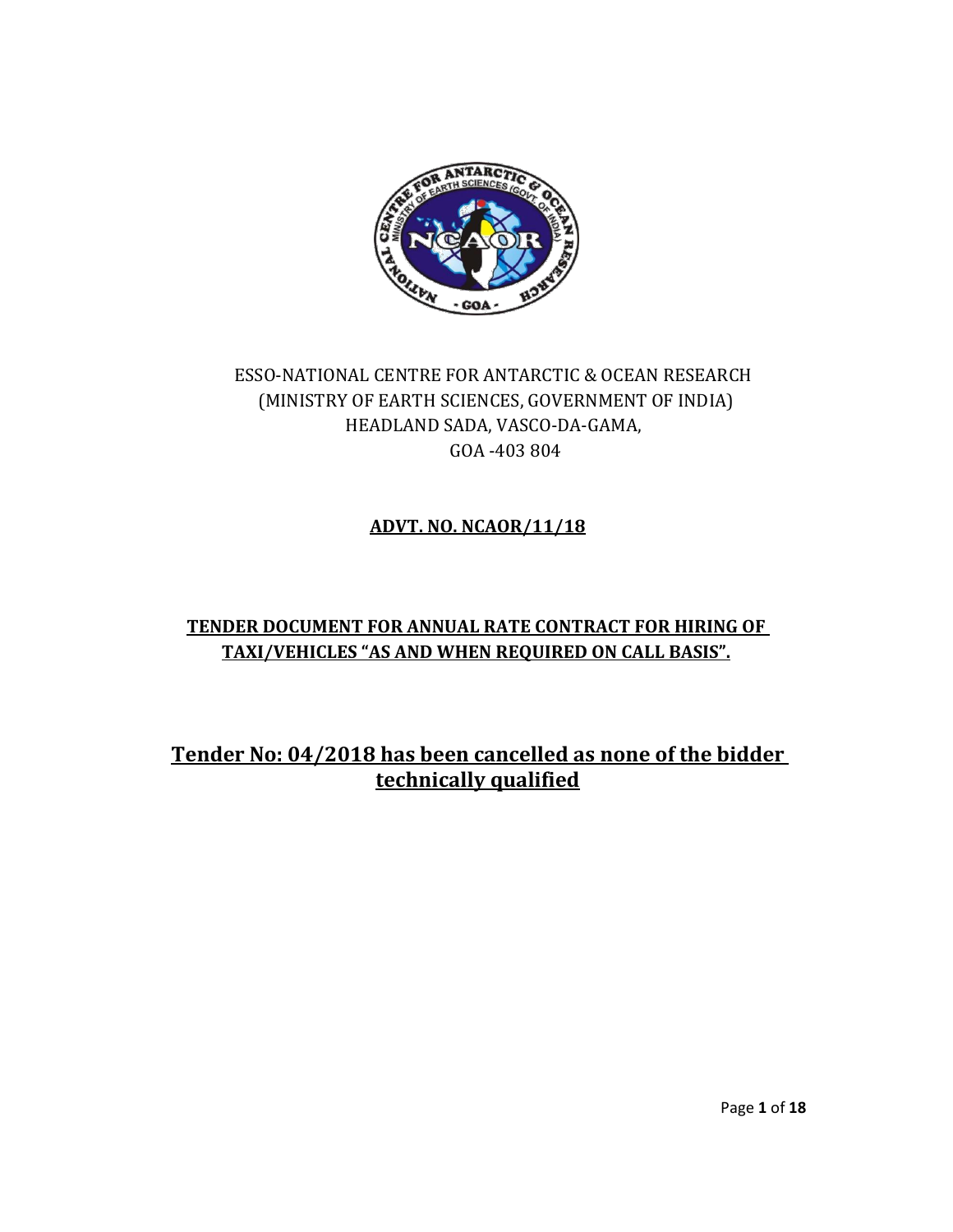ESSO-NATIONAL CENTRE FOR ANTARCTIC & OCEAN RESEARCH
(MINISTRY OF EARTH SCIENCES, GOVERNMENT OF INDIA)
HEADLAND SADA, VASCO-DA-GAMA,
GOA -403 804

**ADVT. NO. NCAOR/11/18**

**TENDER DOCUMENT FOR ANNUAL RATE CONTRACT FOR HIRING OF TAXI/VEHICLES "AS AND WHEN REQUIRED ON CALL BASIS".**

## Tender No: 04/2018 has been cancelled as none of the bidder technically qualified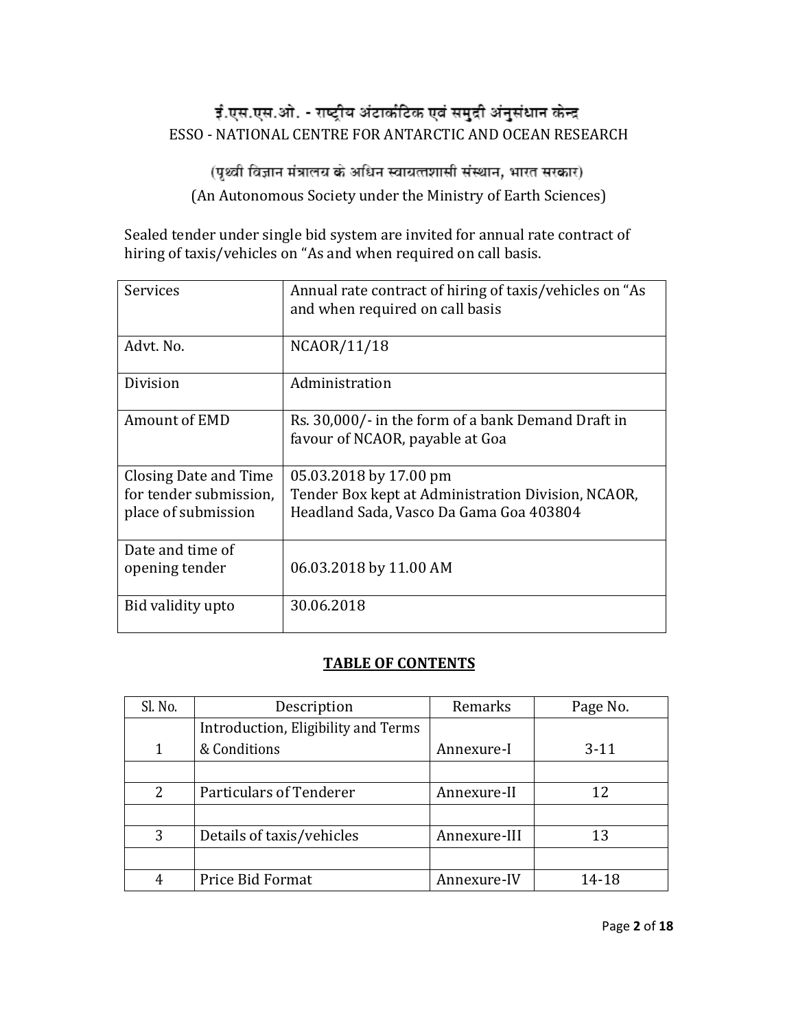# ई.एस.एस.ओ. - राष्ट्रीय अंटार्कटिक एवं समुद्री अनुसंधान केन्द्र
# ESSO - NATIONAL CENTRE FOR ANTARCTIC AND OCEAN RESEARCH

(पृथ्वी विज्ञान मंत्रालय के अधिन स्वायत्तशासी संस्थान, भारत सरकार)

(An Autonomous Society under the Ministry of Earth Sciences)

Sealed tender under single bid system are invited for annual rate contract of hiring of taxis/vehicles on "As and when required on call basis.

| Services | Annual rate contract of hiring of taxis/vehicles on "As and when required on call basis |
|---|---|
| Advt. No. | NCAOR/11/18 |
| Division | Administration |
| Amount of EMD | Rs. 30,000/- in the form of a bank Demand Draft in favour of NCAOR, payable at Goa |
| Closing Date and Time for tender submission, place of submission | 05.03.2018 by 17.00 pm<br>Tender Box kept at Administration Division, NCAOR, Headland Sada, Vasco Da Gama Goa 403804 |
| Date and time of opening tender | 06.03.2018 by 11.00 AM |
| Bid validity upto | 30.06.2018 |

## TABLE OF CONTENTS

| Sl. No. | Description | Remarks | Page No. |
|---|---|---|---|
| 1 | Introduction, Eligibility and Terms & Conditions | Annexure-I | 3-11 |
| | | | |
| 2 | Particulars of Tenderer | Annexure-II | 12 |
| | | | |
| 3 | Details of taxis/vehicles | Annexure-III | 13 |
| | | | |
| 4 | Price Bid Format | Annexure-IV | 14-18 |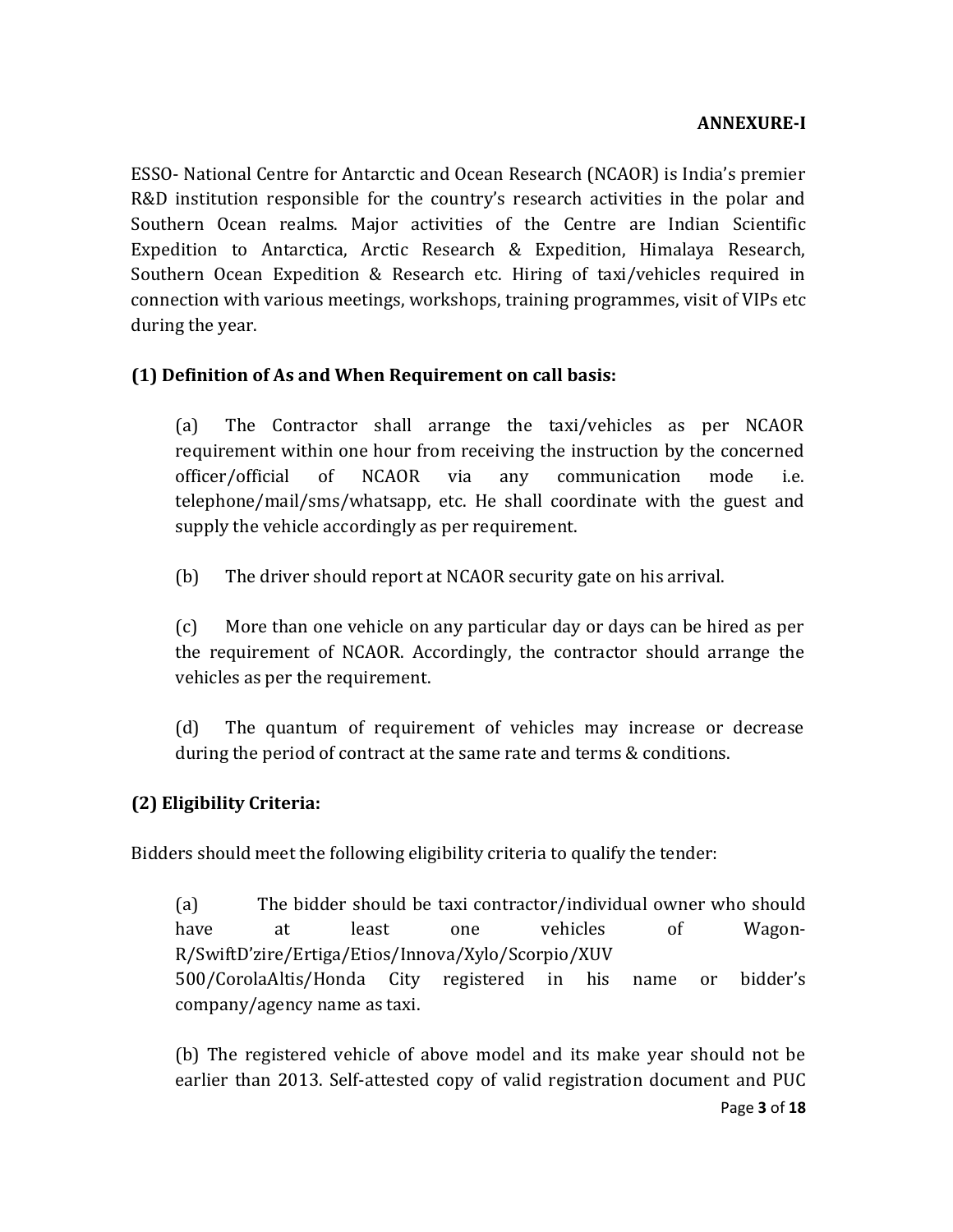**ANNEXURE-I**

ESSO- National Centre for Antarctic and Ocean Research (NCAOR) is India's premier R&D institution responsible for the country's research activities in the polar and Southern Ocean realms. Major activities of the Centre are Indian Scientific Expedition to Antarctica, Arctic Research & Expedition, Himalaya Research, Southern Ocean Expedition & Research etc. Hiring of taxi/vehicles required in connection with various meetings, workshops, training programmes, visit of VIPs etc during the year.

**(1) Definition of As and When Requirement on call basis:**

(a) The Contractor shall arrange the taxi/vehicles as per NCAOR requirement within one hour from receiving the instruction by the concerned officer/official of NCAOR via any communication mode i.e. telephone/mail/sms/whatsapp, etc. He shall coordinate with the guest and supply the vehicle accordingly as per requirement.

(b) The driver should report at NCAOR security gate on his arrival.

(c) More than one vehicle on any particular day or days can be hired as per the requirement of NCAOR. Accordingly, the contractor should arrange the vehicles as per the requirement.

(d) The quantum of requirement of vehicles may increase or decrease during the period of contract at the same rate and terms & conditions.

**(2) Eligibility Criteria:**

Bidders should meet the following eligibility criteria to qualify the tender:

(a) The bidder should be taxi contractor/individual owner who should have at least one vehicles of Wagon-R/SwiftD'zire/Ertiga/Etios/Innova/Xylo/Scorpio/XUV 500/CorolaAltis/Honda City registered in his name or bidder's company/agency name as taxi.

(b) The registered vehicle of above model and its make year should not be earlier than 2013. Self-attested copy of valid registration document and PUC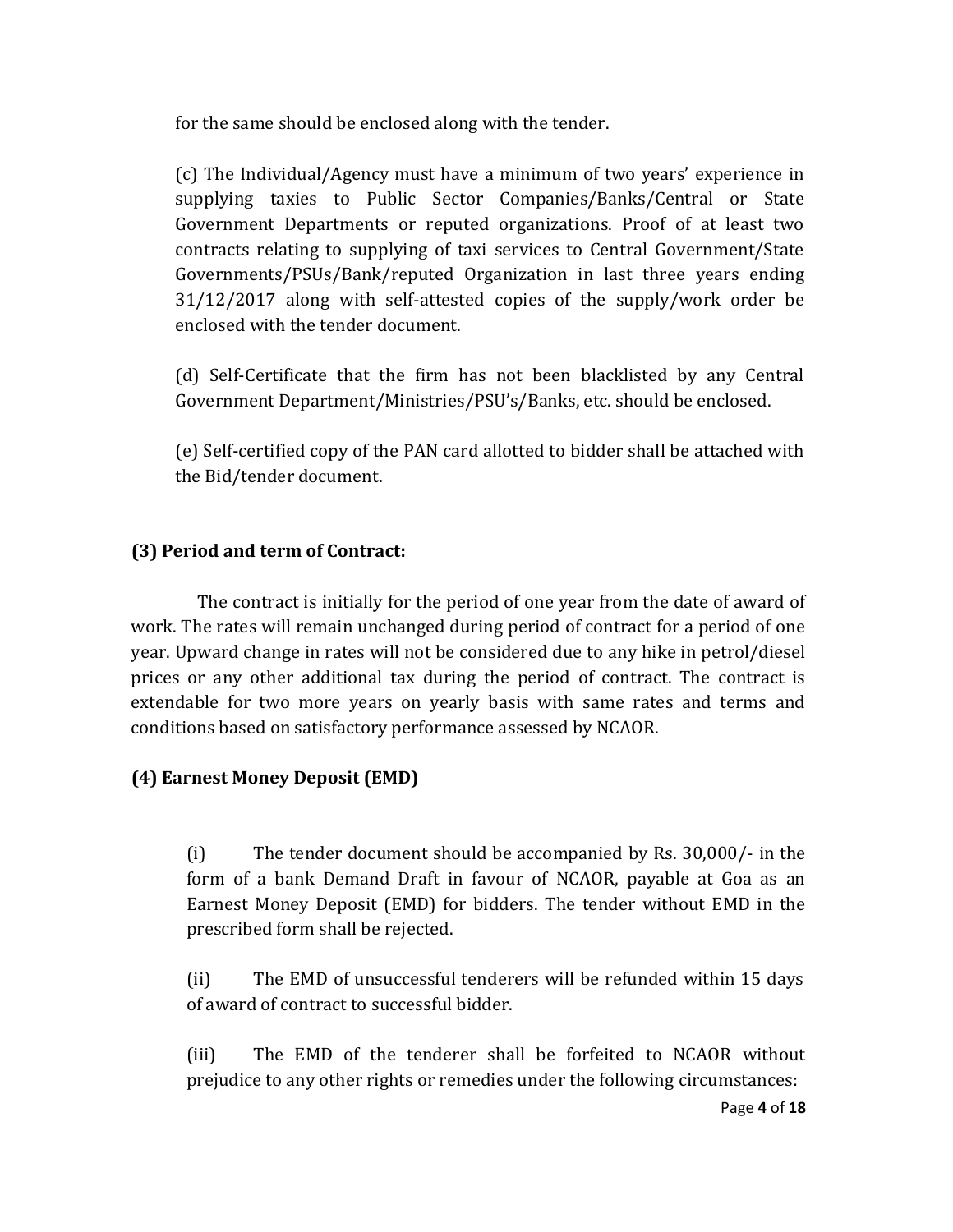for the same should be enclosed along with the tender.

(c) The Individual/Agency must have a minimum of two years' experience in supplying taxies to Public Sector Companies/Banks/Central or State Government Departments or reputed organizations. Proof of at least two contracts relating to supplying of taxi services to Central Government/State Governments/PSUs/Bank/reputed Organization in last three years ending 31/12/2017 along with self-attested copies of the supply/work order be enclosed with the tender document.

(d) Self-Certificate that the firm has not been blacklisted by any Central Government Department/Ministries/PSU's/Banks, etc. should be enclosed.

(e) Self-certified copy of the PAN card allotted to bidder shall be attached with the Bid/tender document.

**(3) Period and term of Contract:**

The contract is initially for the period of one year from the date of award of work. The rates will remain unchanged during period of contract for a period of one year. Upward change in rates will not be considered due to any hike in petrol/diesel prices or any other additional tax during the period of contract. The contract is extendable for two more years on yearly basis with same rates and terms and conditions based on satisfactory performance assessed by NCAOR.

**(4) Earnest Money Deposit (EMD)**

(i) The tender document should be accompanied by Rs. 30,000/- in the form of a bank Demand Draft in favour of NCAOR, payable at Goa as an Earnest Money Deposit (EMD) for bidders. The tender without EMD in the prescribed form shall be rejected.

(ii) The EMD of unsuccessful tenderers will be refunded within 15 days of award of contract to successful bidder.

(iii) The EMD of the tenderer shall be forfeited to NCAOR without prejudice to any other rights or remedies under the following circumstances: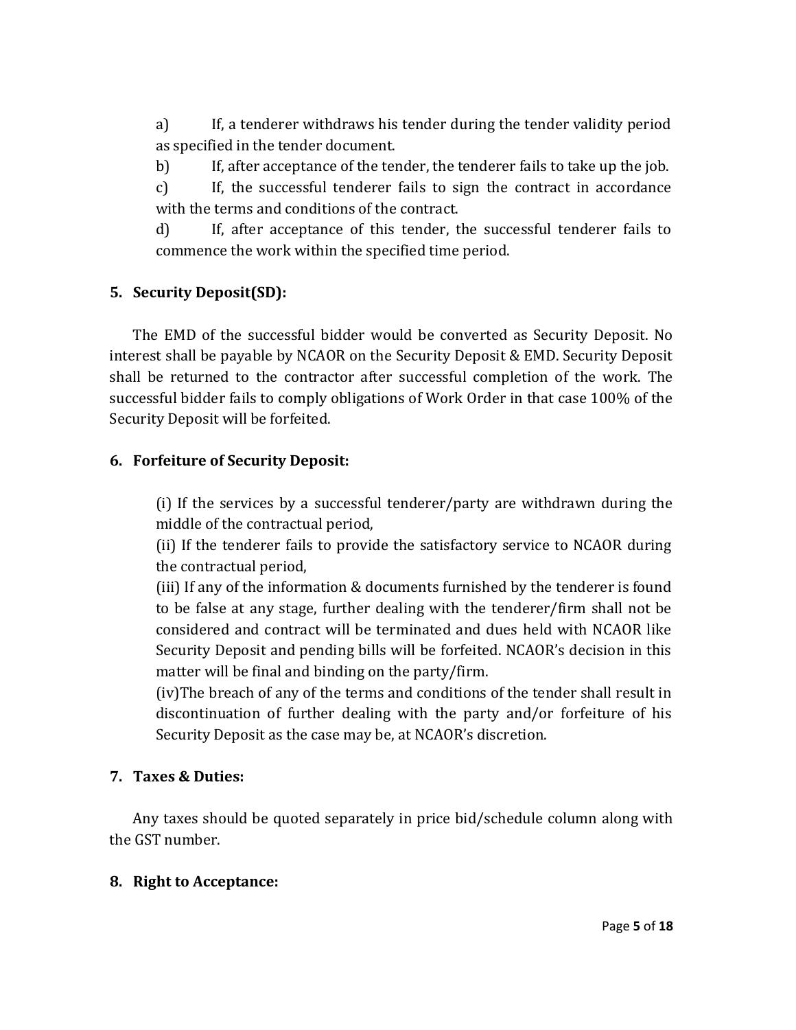a) If, a tenderer withdraws his tender during the tender validity period as specified in the tender document.

b) If, after acceptance of the tender, the tenderer fails to take up the job.

c) If, the successful tenderer fails to sign the contract in accordance with the terms and conditions of the contract.

d) If, after acceptance of this tender, the successful tenderer fails to commence the work within the specified time period.

**5. Security Deposit(SD):**

The EMD of the successful bidder would be converted as Security Deposit. No interest shall be payable by NCAOR on the Security Deposit & EMD. Security Deposit shall be returned to the contractor after successful completion of the work. The successful bidder fails to comply obligations of Work Order in that case 100% of the Security Deposit will be forfeited.

**6. Forfeiture of Security Deposit:**

(i) If the services by a successful tenderer/party are withdrawn during the middle of the contractual period,

(ii) If the tenderer fails to provide the satisfactory service to NCAOR during the contractual period,

(iii) If any of the information & documents furnished by the tenderer is found to be false at any stage, further dealing with the tenderer/firm shall not be considered and contract will be terminated and dues held with NCAOR like Security Deposit and pending bills will be forfeited. NCAOR's decision in this matter will be final and binding on the party/firm.

(iv)The breach of any of the terms and conditions of the tender shall result in discontinuation of further dealing with the party and/or forfeiture of his Security Deposit as the case may be, at NCAOR's discretion.

**7. Taxes & Duties:**

Any taxes should be quoted separately in price bid/schedule column along with the GST number.

**8. Right to Acceptance:**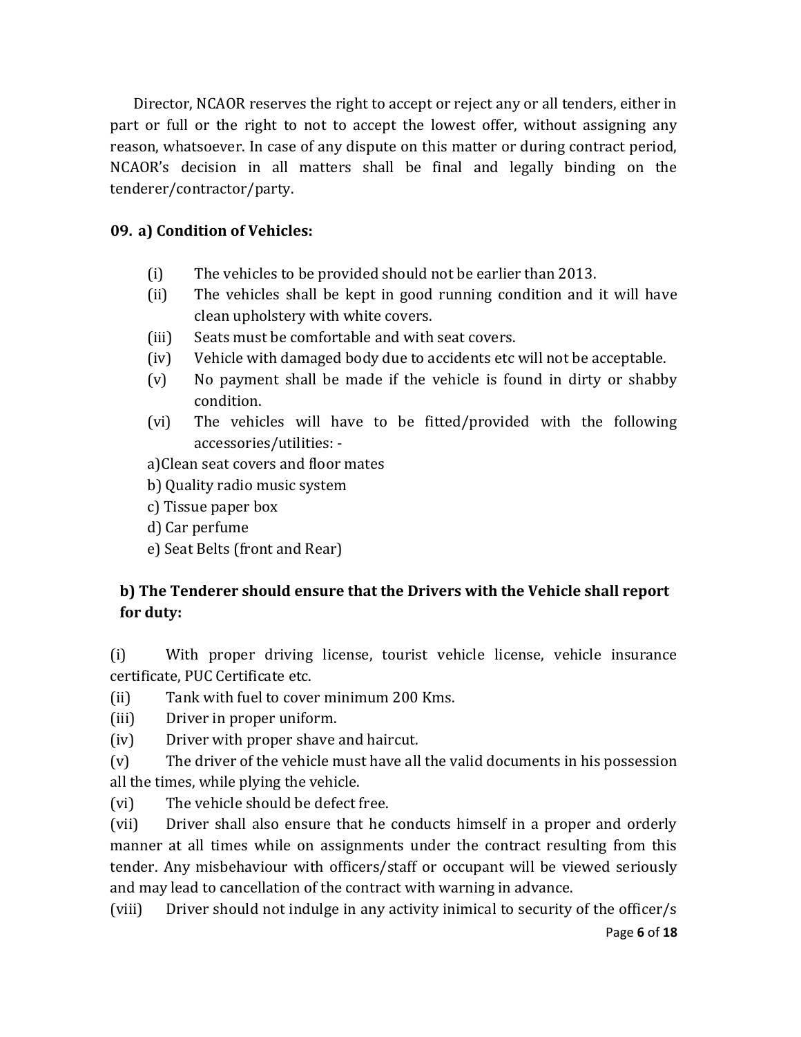Director, NCAOR reserves the right to accept or reject any or all tenders, either in part or full or the right to not to accept the lowest offer, without assigning any reason, whatsoever. In case of any dispute on this matter or during contract period, NCAOR's decision in all matters shall be final and legally binding on the tenderer/contractor/party.

**09. a) Condition of Vehicles:**

(i) The vehicles to be provided should not be earlier than 2013.

(ii) The vehicles shall be kept in good running condition and it will have clean upholstery with white covers.

(iii) Seats must be comfortable and with seat covers.

(iv) Vehicle with damaged body due to accidents etc will not be acceptable.

(v) No payment shall be made if the vehicle is found in dirty or shabby condition.

(vi) The vehicles will have to be fitted/provided with the following accessories/utilities: -

a)Clean seat covers and floor mates

b) Quality radio music system

c) Tissue paper box

d) Car perfume

e) Seat Belts (front and Rear)

**b) The Tenderer should ensure that the Drivers with the Vehicle shall report for duty:**

(i) With proper driving license, tourist vehicle license, vehicle insurance certificate, PUC Certificate etc.

(ii) Tank with fuel to cover minimum 200 Kms.

(iii) Driver in proper uniform.

(iv) Driver with proper shave and haircut.

(v) The driver of the vehicle must have all the valid documents in his possession all the times, while plying the vehicle.

(vi) The vehicle should be defect free.

(vii) Driver shall also ensure that he conducts himself in a proper and orderly manner at all times while on assignments under the contract resulting from this tender. Any misbehaviour with officers/staff or occupant will be viewed seriously and may lead to cancellation of the contract with warning in advance.

(viii) Driver should not indulge in any activity inimical to security of the officer/s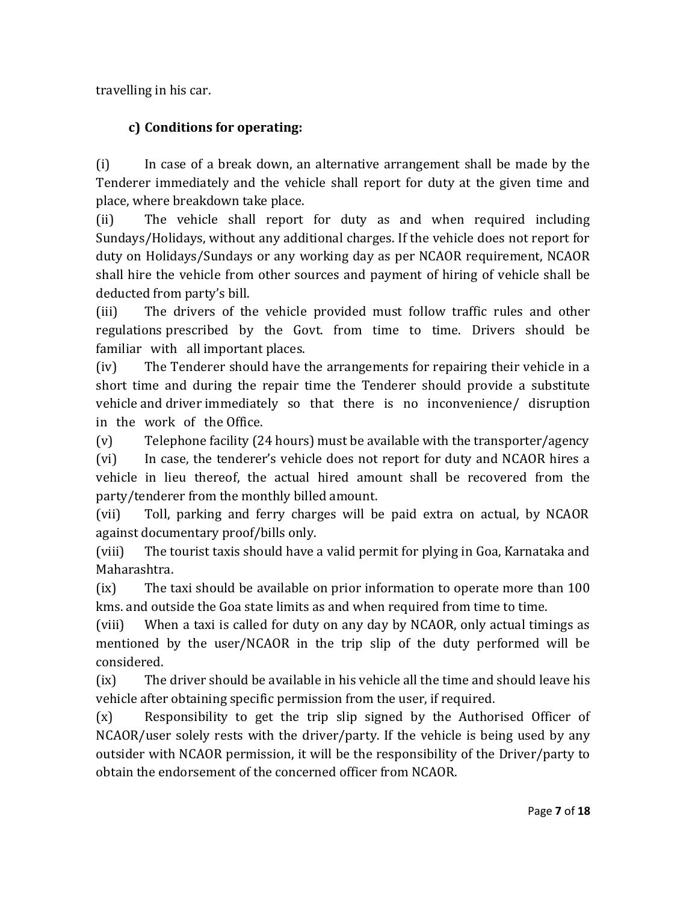travelling in his car.

**c) Conditions for operating:**

(i) In case of a break down, an alternative arrangement shall be made by the Tenderer immediately and the vehicle shall report for duty at the given time and place, where breakdown take place.

(ii) The vehicle shall report for duty as and when required including Sundays/Holidays, without any additional charges. If the vehicle does not report for duty on Holidays/Sundays or any working day as per NCAOR requirement, NCAOR shall hire the vehicle from other sources and payment of hiring of vehicle shall be deducted from party's bill.

(iii) The drivers of the vehicle provided must follow traffic rules and other regulations prescribed by the Govt. from time to time. Drivers should be familiar with all important places.

(iv) The Tenderer should have the arrangements for repairing their vehicle in a short time and during the repair time the Tenderer should provide a substitute vehicle and driver immediately so that there is no inconvenience/ disruption in the work of the Office.

(v) Telephone facility (24 hours) must be available with the transporter/agency

(vi) In case, the tenderer's vehicle does not report for duty and NCAOR hires a vehicle in lieu thereof, the actual hired amount shall be recovered from the party/tenderer from the monthly billed amount.

(vii) Toll, parking and ferry charges will be paid extra on actual, by NCAOR against documentary proof/bills only.

(viii) The tourist taxis should have a valid permit for plying in Goa, Karnataka and Maharashtra.

(ix) The taxi should be available on prior information to operate more than 100 kms. and outside the Goa state limits as and when required from time to time.

(viii) When a taxi is called for duty on any day by NCAOR, only actual timings as mentioned by the user/NCAOR in the trip slip of the duty performed will be considered.

(ix) The driver should be available in his vehicle all the time and should leave his vehicle after obtaining specific permission from the user, if required.

(x) Responsibility to get the trip slip signed by the Authorised Officer of NCAOR/user solely rests with the driver/party. If the vehicle is being used by any outsider with NCAOR permission, it will be the responsibility of the Driver/party to obtain the endorsement of the concerned officer from NCAOR.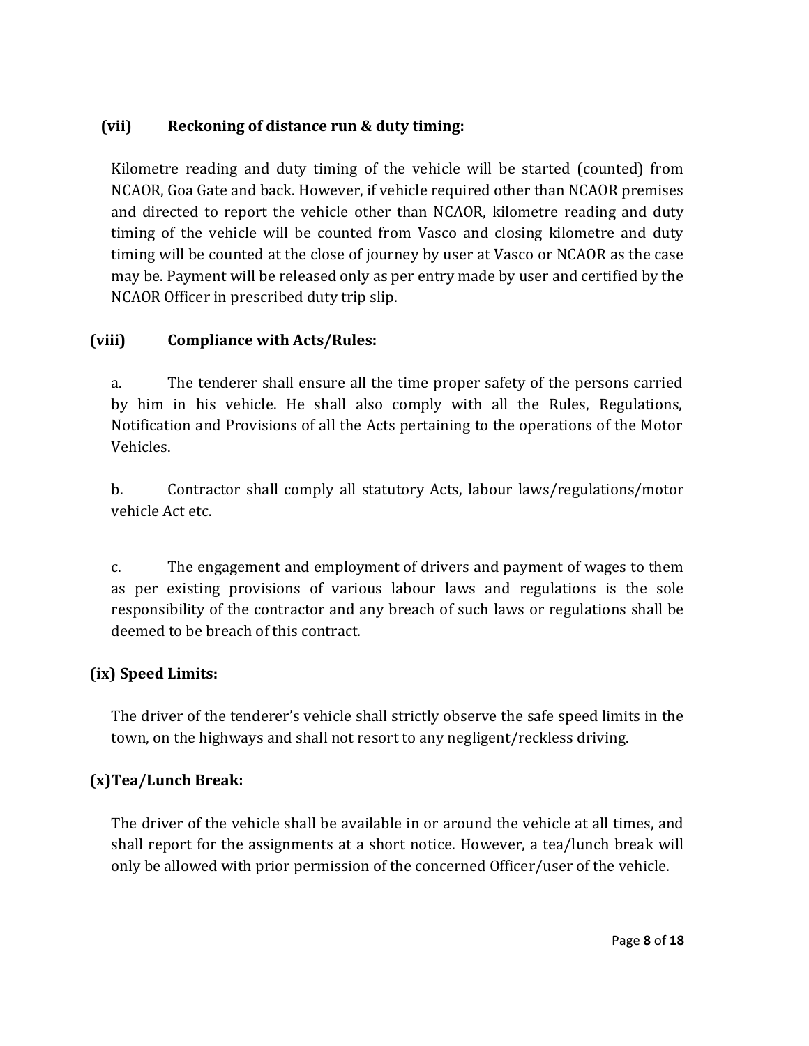**(vii) Reckoning of distance run & duty timing:**

Kilometre reading and duty timing of the vehicle will be started (counted) from NCAOR, Goa Gate and back. However, if vehicle required other than NCAOR premises and directed to report the vehicle other than NCAOR, kilometre reading and duty timing of the vehicle will be counted from Vasco and closing kilometre and duty timing will be counted at the close of journey by user at Vasco or NCAOR as the case may be. Payment will be released only as per entry made by user and certified by the NCAOR Officer in prescribed duty trip slip.

**(viii) Compliance with Acts/Rules:**

a. The tenderer shall ensure all the time proper safety of the persons carried by him in his vehicle. He shall also comply with all the Rules, Regulations, Notification and Provisions of all the Acts pertaining to the operations of the Motor Vehicles.

b. Contractor shall comply all statutory Acts, labour laws/regulations/motor vehicle Act etc.

c. The engagement and employment of drivers and payment of wages to them as per existing provisions of various labour laws and regulations is the sole responsibility of the contractor and any breach of such laws or regulations shall be deemed to be breach of this contract.

**(ix) Speed Limits:**

The driver of the tenderer's vehicle shall strictly observe the safe speed limits in the town, on the highways and shall not resort to any negligent/reckless driving.

**(x)Tea/Lunch Break:**

The driver of the vehicle shall be available in or around the vehicle at all times, and shall report for the assignments at a short notice. However, a tea/lunch break will only be allowed with prior permission of the concerned Officer/user of the vehicle.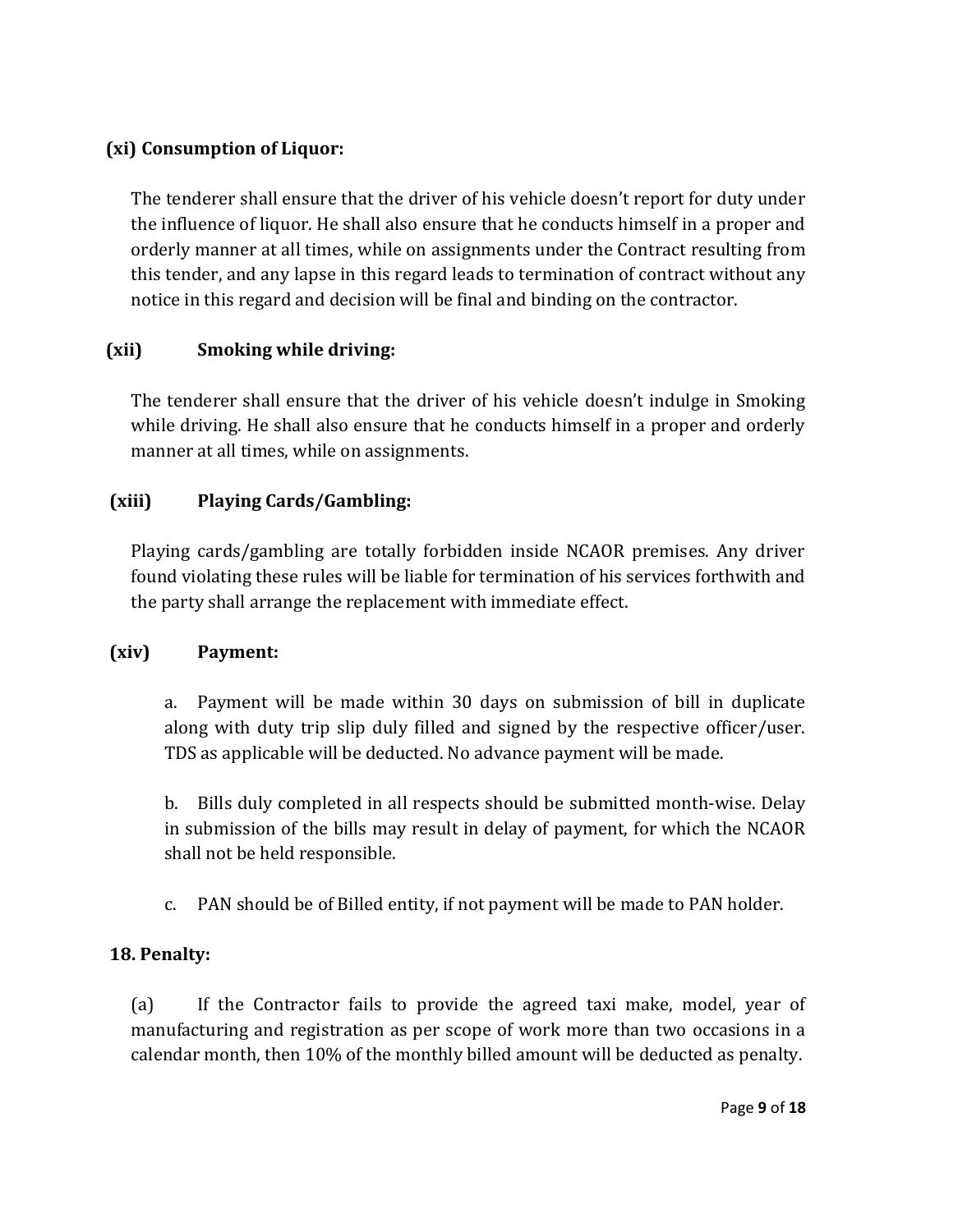**(xi) Consumption of Liquor:**

The tenderer shall ensure that the driver of his vehicle doesn't report for duty under the influence of liquor. He shall also ensure that he conducts himself in a proper and orderly manner at all times, while on assignments under the Contract resulting from this tender, and any lapse in this regard leads to termination of contract without any notice in this regard and decision will be final and binding on the contractor.

**(xii) Smoking while driving:**

The tenderer shall ensure that the driver of his vehicle doesn't indulge in Smoking while driving. He shall also ensure that he conducts himself in a proper and orderly manner at all times, while on assignments.

**(xiii) Playing Cards/Gambling:**

Playing cards/gambling are totally forbidden inside NCAOR premises. Any driver found violating these rules will be liable for termination of his services forthwith and the party shall arrange the replacement with immediate effect.

**(xiv) Payment:**

a. Payment will be made within 30 days on submission of bill in duplicate along with duty trip slip duly filled and signed by the respective officer/user. TDS as applicable will be deducted. No advance payment will be made.

b. Bills duly completed in all respects should be submitted month-wise. Delay in submission of the bills may result in delay of payment, for which the NCAOR shall not be held responsible.

c. PAN should be of Billed entity, if not payment will be made to PAN holder.

**18. Penalty:**

(a) If the Contractor fails to provide the agreed taxi make, model, year of manufacturing and registration as per scope of work more than two occasions in a calendar month, then 10% of the monthly billed amount will be deducted as penalty.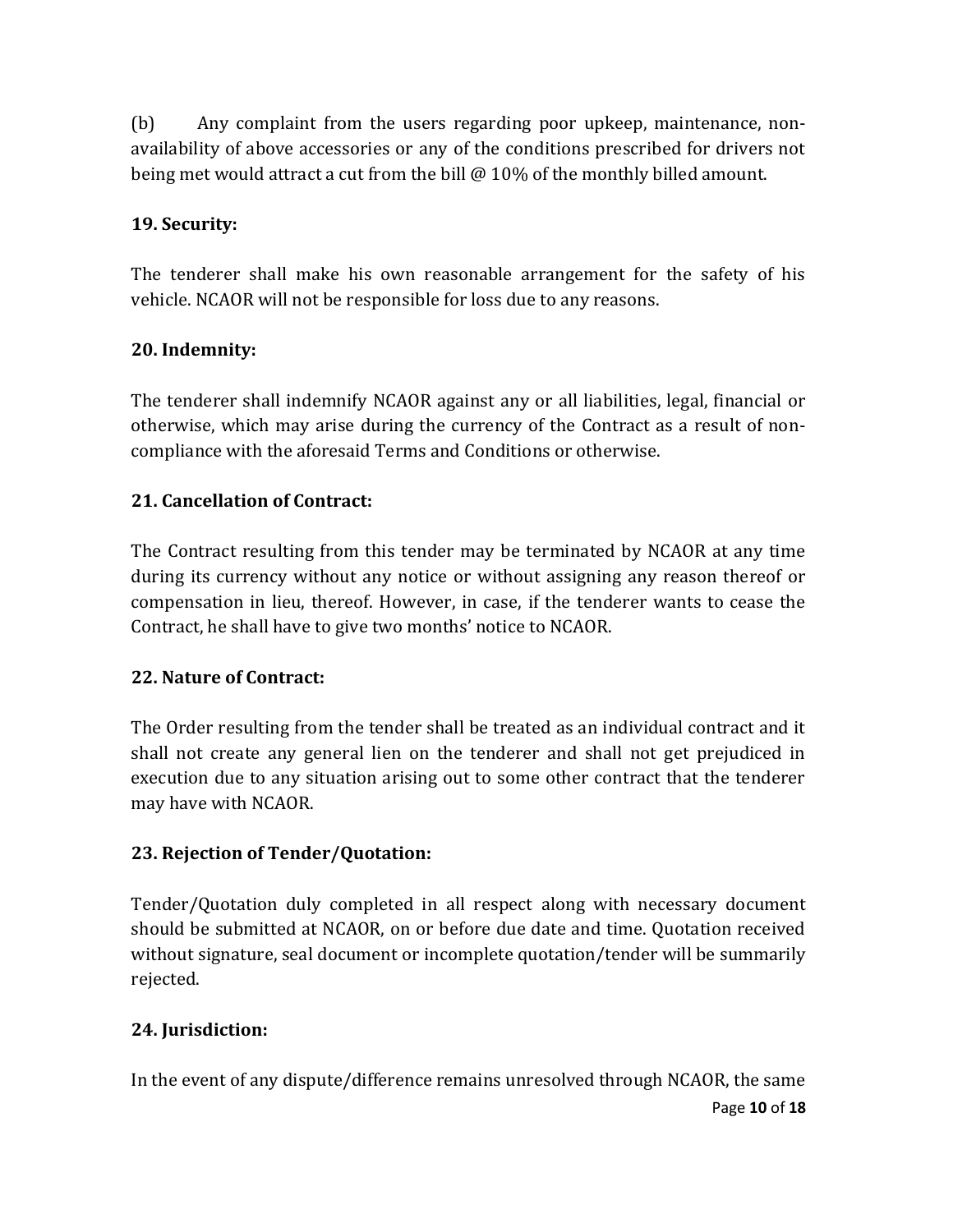(b) Any complaint from the users regarding poor upkeep, maintenance, non-availability of above accessories or any of the conditions prescribed for drivers not being met would attract a cut from the bill @ 10% of the monthly billed amount.

**19. Security:**

The tenderer shall make his own reasonable arrangement for the safety of his vehicle. NCAOR will not be responsible for loss due to any reasons.

**20. Indemnity:**

The tenderer shall indemnify NCAOR against any or all liabilities, legal, financial or otherwise, which may arise during the currency of the Contract as a result of non-compliance with the aforesaid Terms and Conditions or otherwise.

**21. Cancellation of Contract:**

The Contract resulting from this tender may be terminated by NCAOR at any time during its currency without any notice or without assigning any reason thereof or compensation in lieu, thereof. However, in case, if the tenderer wants to cease the Contract, he shall have to give two months' notice to NCAOR.

**22. Nature of Contract:**

The Order resulting from the tender shall be treated as an individual contract and it shall not create any general lien on the tenderer and shall not get prejudiced in execution due to any situation arising out to some other contract that the tenderer may have with NCAOR.

**23. Rejection of Tender/Quotation:**

Tender/Quotation duly completed in all respect along with necessary document should be submitted at NCAOR, on or before due date and time. Quotation received without signature, seal document or incomplete quotation/tender will be summarily rejected.

**24. Jurisdiction:**

In the event of any dispute/difference remains unresolved through NCAOR, the same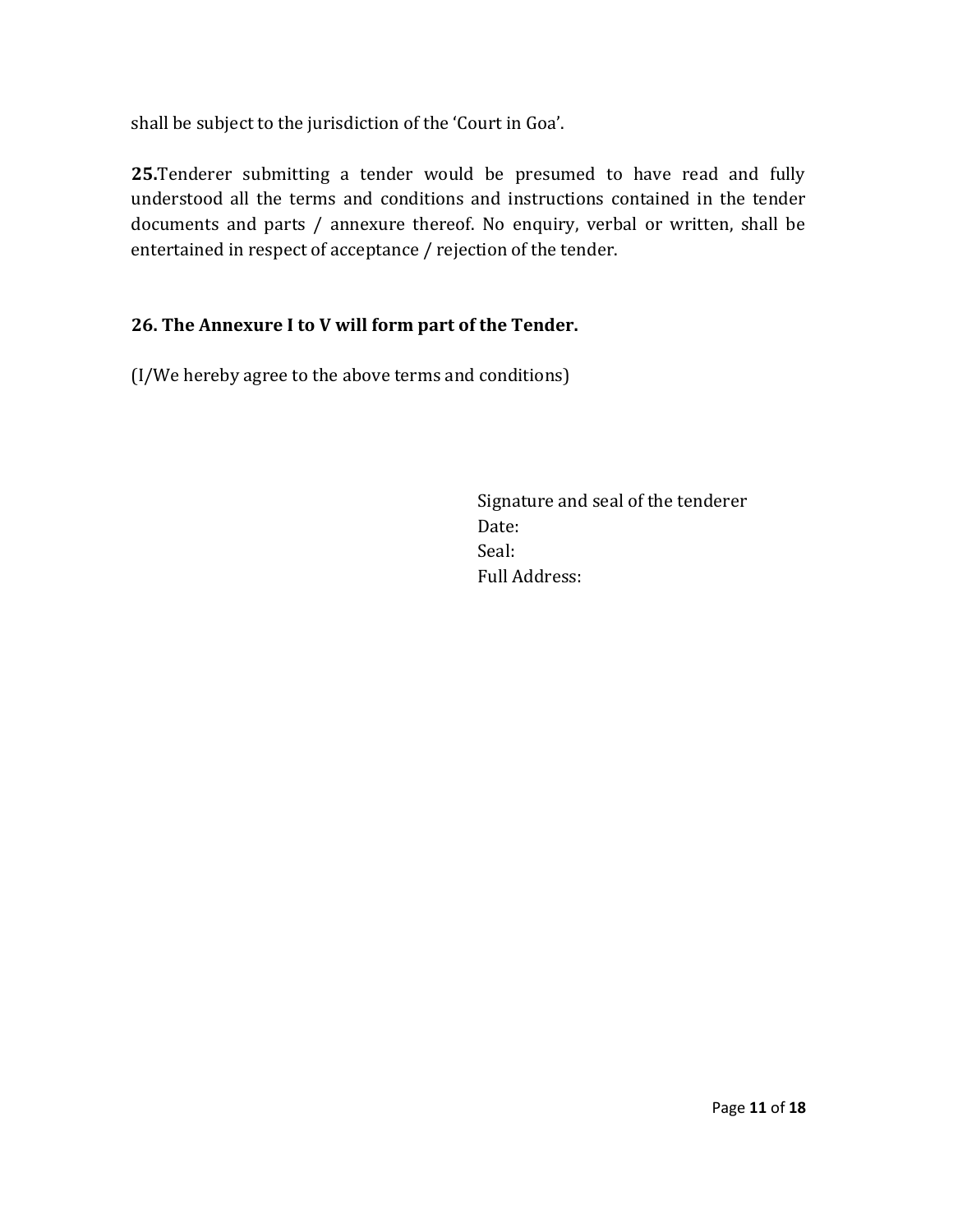shall be subject to the jurisdiction of the 'Court in Goa'.

**25.**Tenderer submitting a tender would be presumed to have read and fully understood all the terms and conditions and instructions contained in the tender documents and parts / annexure thereof. No enquiry, verbal or written, shall be entertained in respect of acceptance / rejection of the tender.

**26. The Annexure I to V will form part of the Tender.**

(I/We hereby agree to the above terms and conditions)

Signature and seal of the tenderer
Date:
Seal:
Full Address: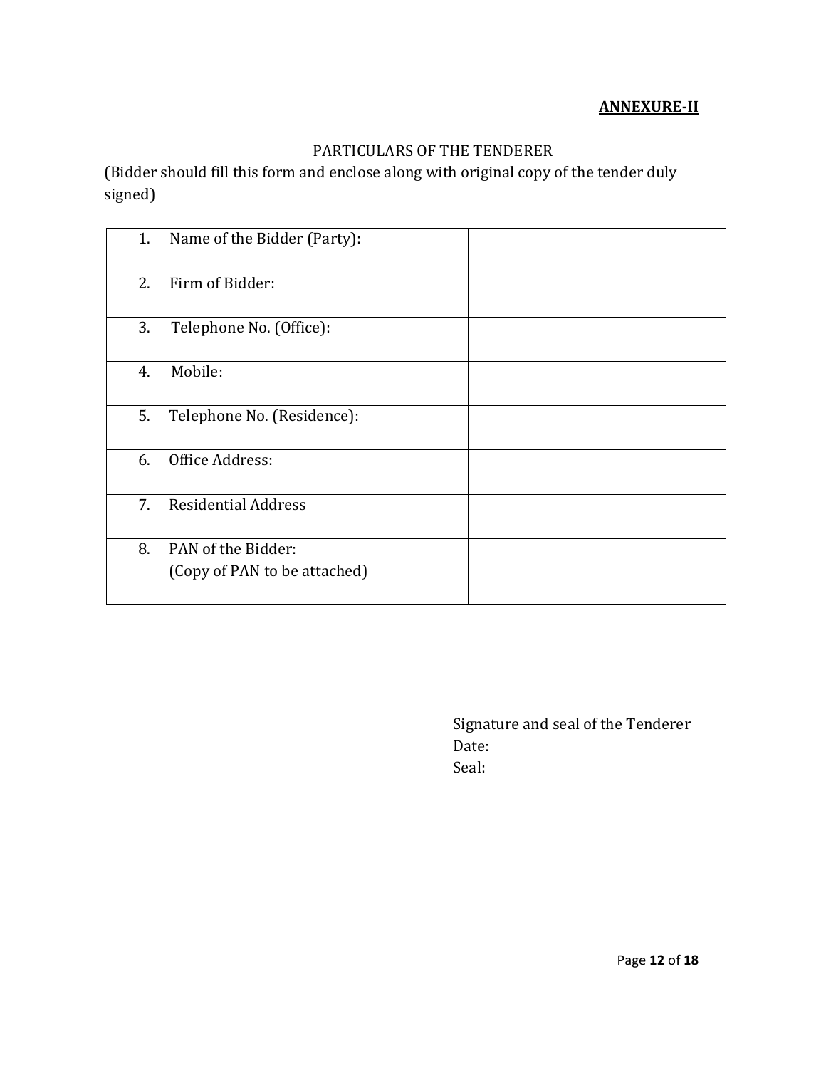**ANNEXURE-II**

PARTICULARS OF THE TENDERER

(Bidder should fill this form and enclose along with original copy of the tender duly signed)

| | | |
|---|---|---|
| 1. | Name of the Bidder (Party): | |
| 2. | Firm of Bidder: | |
| 3. | Telephone No. (Office): | |
| 4. | Mobile: | |
| 5. | Telephone No. (Residence): | |
| 6. | Office Address: | |
| 7. | Residential Address | |
| 8. | PAN of the Bidder:<br>(Copy of PAN to be attached) | |

Signature and seal of the Tenderer
Date:
Seal: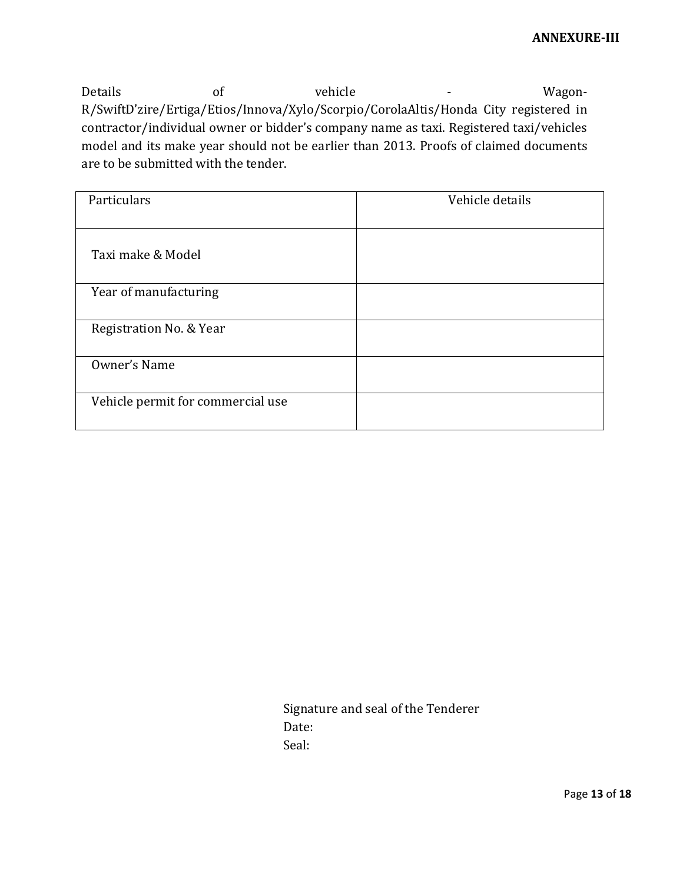**ANNEXURE-III**

Details of vehicle - Wagon-R/SwiftD'zire/Ertiga/Etios/Innova/Xylo/Scorpio/CorolaAltis/Honda City registered in contractor/individual owner or bidder's company name as taxi. Registered taxi/vehicles model and its make year should not be earlier than 2013. Proofs of claimed documents are to be submitted with the tender.

| Particulars | Vehicle details |
|---|---|
| Taxi make & Model | |
| Year of manufacturing | |
| Registration No. & Year | |
| Owner's Name | |
| Vehicle permit for commercial use | |

Signature and seal of the Tenderer
Date:
Seal: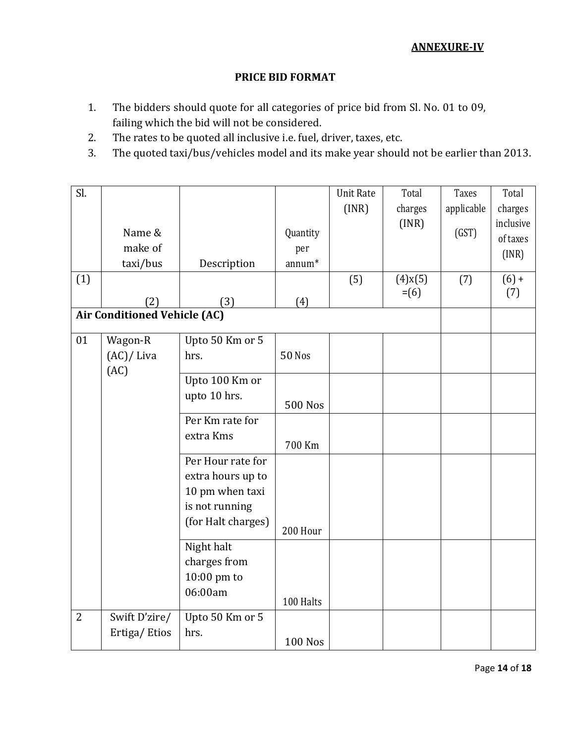**ANNEXURE-IV**

**PRICE BID FORMAT**

1. The bidders should quote for all categories of price bid from Sl. No. 01 to 09, failing which the bid will not be considered.
2. The rates to be quoted all inclusive i.e. fuel, driver, taxes, etc.
3. The quoted taxi/bus/vehicles model and its make year should not be earlier than 2013.

| Sl. | Name & make of taxi/bus | Description | Quantity per annum* | Unit Rate (INR) | Total charges (INR) | Taxes applicable (GST) | Total charges inclusive of taxes (INR) |
|---|---|---|---|---|---|---|---|
| (1) | (2) | (3) | (4) | (5) | (4)x(5) =(6) | (7) | (6) + (7) |
| **Air Conditioned Vehicle (AC)** | | | | | | | |
| 01 | Wagon-R (AC)/ Liva (AC) | Upto 50 Km or 5 hrs. | 50 Nos | | | | |
| | | Upto 100 Km or upto 10 hrs. | 500 Nos | | | | |
| | | Per Km rate for extra Kms | 700 Km | | | | |
| | | Per Hour rate for extra hours up to 10 pm when taxi is not running (for Halt charges) | 200 Hour | | | | |
| | | Night halt charges from 10:00 pm to 06:00am | 100 Halts | | | | |
| 2 | Swift D'zire/ Ertiga/ Etios | Upto 50 Km or 5 hrs. | 100 Nos | | | | |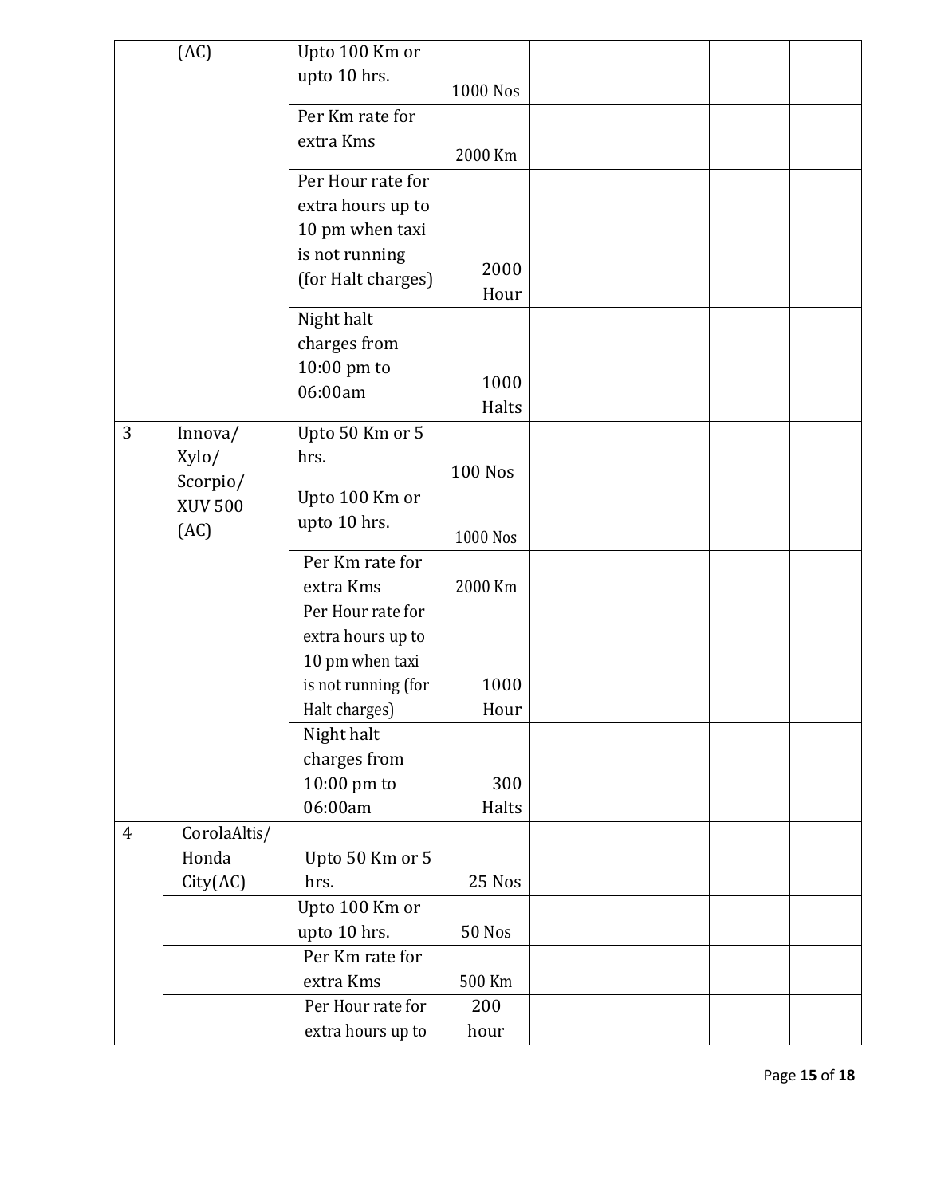| | | | | | | | |
|---|---|---|---|---|---|---|---|
| | (AC) | Upto 100 Km or upto 10 hrs. | 1000 Nos | | | | |
| | | Per Km rate for extra Kms | 2000 Km | | | | |
| | | Per Hour rate for extra hours up to 10 pm when taxi is not running (for Halt charges) | 2000 Hour | | | | |
| | | Night halt charges from 10:00 pm to 06:00am | 1000 Halts | | | | |
| 3 | Innova/ Xylo/ Scorpio/ XUV 500 (AC) | Upto 50 Km or 5 hrs. | 100 Nos | | | | |
| | | Upto 100 Km or upto 10 hrs. | 1000 Nos | | | | |
| | | Per Km rate for extra Kms | 2000 Km | | | | |
| | | Per Hour rate for extra hours up to 10 pm when taxi is not running (for Halt charges) | 1000 Hour | | | | |
| | | Night halt charges from 10:00 pm to 06:00am | 300 Halts | | | | |
| 4 | CorolaAltis/ Honda City(AC) | Upto 50 Km or 5 hrs. | 25 Nos | | | | |
| | | Upto 100 Km or upto 10 hrs. | 50 Nos | | | | |
| | | Per Km rate for extra Kms | 500 Km | | | | |
| | | Per Hour rate for extra hours up to | 200 hour | | | | |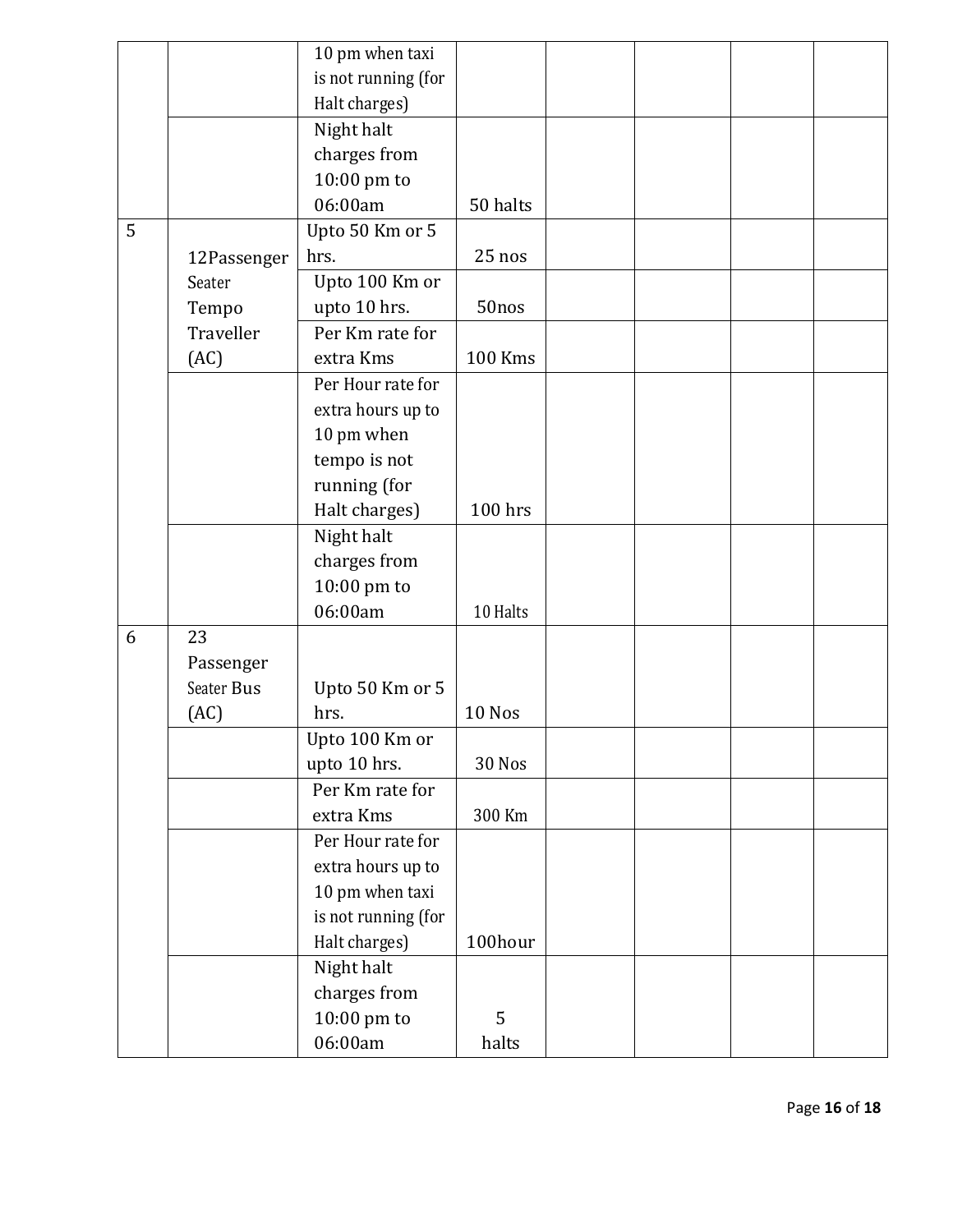| | | | | | | | |
|---|---|---|---|---|---|---|---|
| | | 10 pm when taxi is not running (for Halt charges) | | | | | |
| | | Night halt charges from 10:00 pm to 06:00am | 50 halts | | | | |
| 5 | 12Passenger Seater Tempo Traveller (AC) | Upto 50 Km or 5 hrs. | 25 nos | | | | |
| | | Upto 100 Km or upto 10 hrs. | 50nos | | | | |
| | | Per Km rate for extra Kms | 100 Kms | | | | |
| | | Per Hour rate for extra hours up to 10 pm when tempo is not running (for Halt charges) | 100 hrs | | | | |
| | | Night halt charges from 10:00 pm to 06:00am | 10 Halts | | | | |
| 6 | 23 Passenger Seater Bus (AC) | Upto 50 Km or 5 hrs. | 10 Nos | | | | |
| | | Upto 100 Km or upto 10 hrs. | 30 Nos | | | | |
| | | Per Km rate for extra Kms | 300 Km | | | | |
| | | Per Hour rate for extra hours up to 10 pm when taxi is not running (for Halt charges) | 100hour | | | | |
| | | Night halt charges from 10:00 pm to 06:00am | 5 halts | | | | |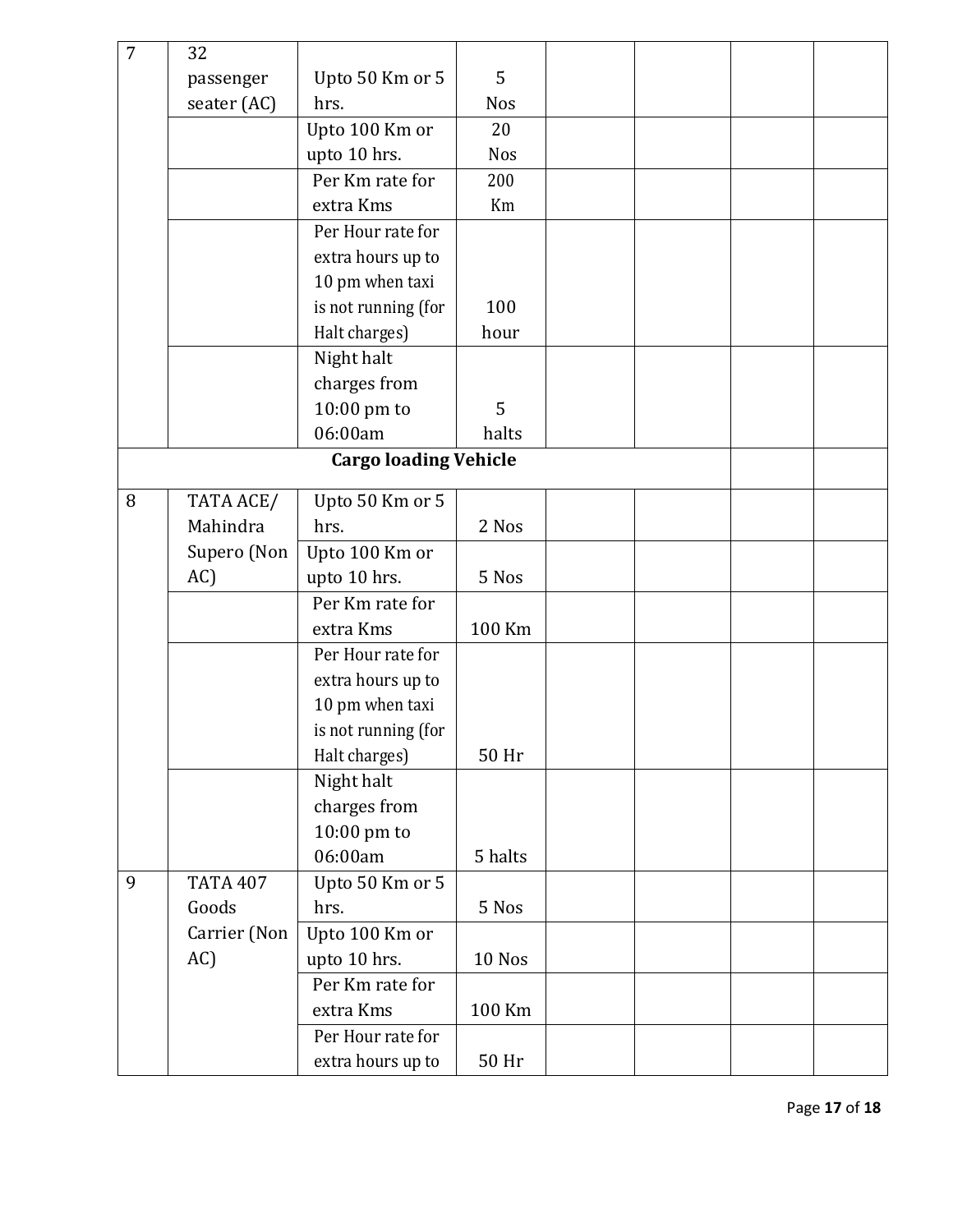| 7 | 32 passenger seater (AC) | Upto 50 Km or 5 hrs. | 5 Nos | | | | |
|---|---|---|---|---|---|---|---|
| | | Upto 100 Km or upto 10 hrs. | 20 Nos | | | | |
| | | Per Km rate for extra Kms | 200 Km | | | | |
| | | Per Hour rate for extra hours up to 10 pm when taxi is not running (for Halt charges) | 100 hour | | | | |
| | | Night halt charges from 10:00 pm to 06:00am | 5 halts | | | | |
| **Cargo loading Vehicle** | | | | | | | |
| 8 | TATA ACE/ Mahindra Supero (Non AC) | Upto 50 Km or 5 hrs. | 2 Nos | | | | |
| | | Upto 100 Km or upto 10 hrs. | 5 Nos | | | | |
| | | Per Km rate for extra Kms | 100 Km | | | | |
| | | Per Hour rate for extra hours up to 10 pm when taxi is not running (for Halt charges) | 50 Hr | | | | |
| | | Night halt charges from 10:00 pm to 06:00am | 5 halts | | | | |
| 9 | TATA 407 Goods Carrier (Non AC) | Upto 50 Km or 5 hrs. | 5 Nos | | | | |
| | | Upto 100 Km or upto 10 hrs. | 10 Nos | | | | |
| | | Per Km rate for extra Kms | 100 Km | | | | |
| | | Per Hour rate for extra hours up to | 50 Hr | | | | |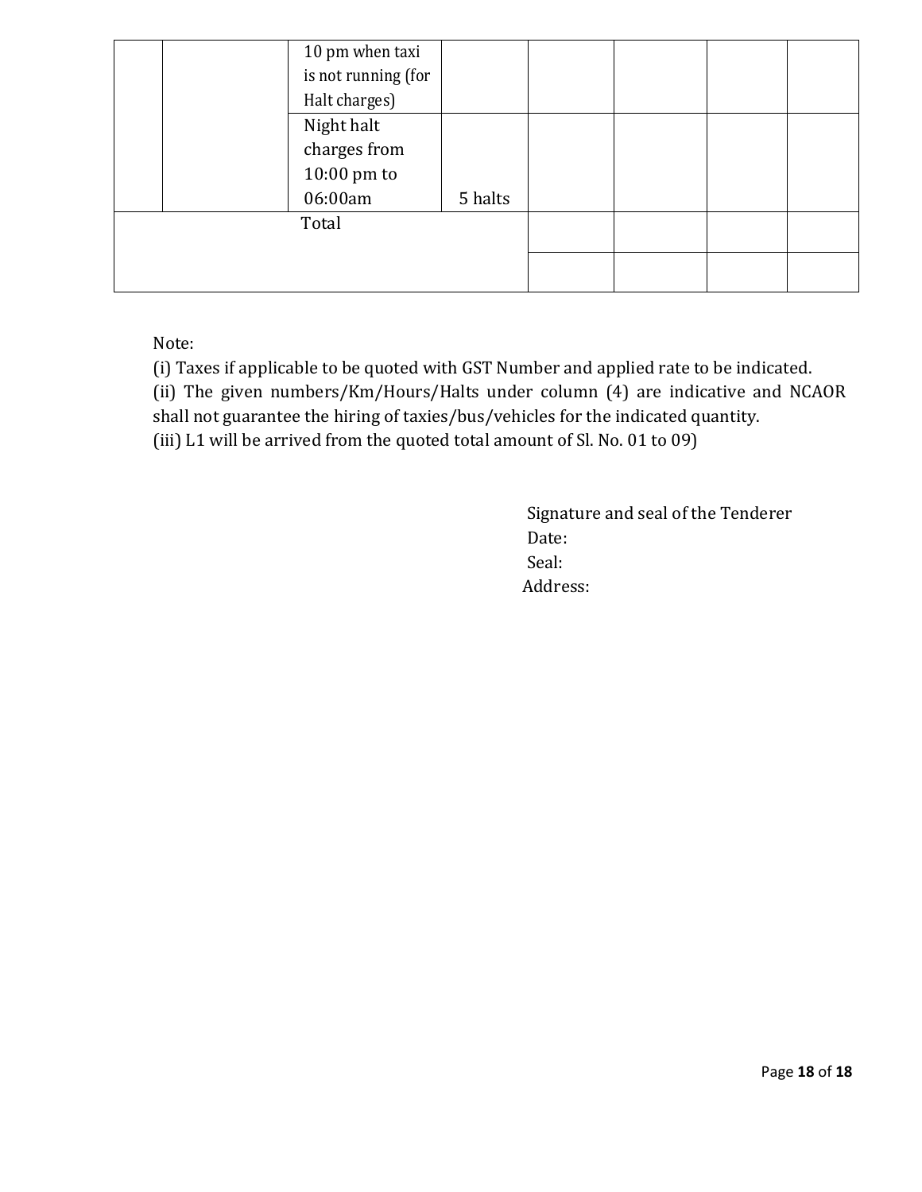| | | | | | | | |
|---|---|---|---|---|---|---|---|
| | | 10 pm when taxi is not running (for Halt charges) | | | | | |
| | | Night halt charges from 10:00 pm to 06:00am | 5 halts | | | | |
| Total | | | | | | | |
| | | | | | | | |

Note:

(i) Taxes if applicable to be quoted with GST Number and applied rate to be indicated.

(ii) The given numbers/Km/Hours/Halts under column (4) are indicative and NCAOR shall not guarantee the hiring of taxies/bus/vehicles for the indicated quantity.

(iii) L1 will be arrived from the quoted total amount of Sl. No. 01 to 09)

Signature and seal of the Tenderer
Date:
Seal:
Address: